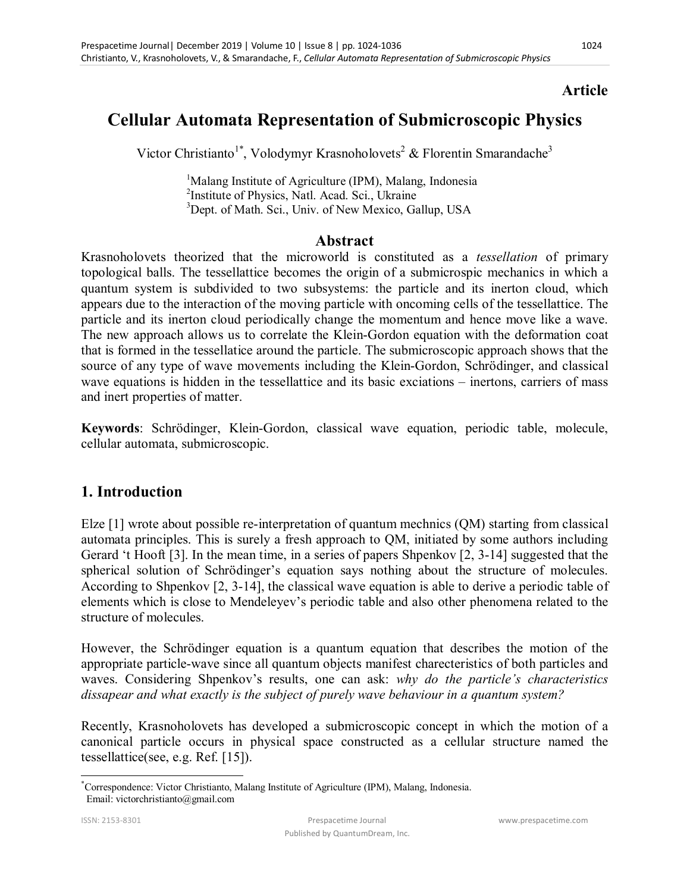**Article**

# Cellular Automata Representation of Submicroscopic Physics

Victor Christianto[1*], Volodymyr Krasnoholovets[2] & Florentin Smarandache[3]

[1]Malang Institute of Agriculture (IPM), Malang, Indonesia
[2]Institute of Physics, Natl. Acad. Sci., Ukraine
[3]Dept. of Math. Sci., Univ. of New Mexico, Gallup, USA

## Abstract

Krasnoholovets theorized that the microworld is constituted as a *tessellation* of primary topological balls. The tessellattice becomes the origin of a submicrospic mechanics in which a quantum system is subdivided to two subsystems: the particle and its inerton cloud, which appears due to the interaction of the moving particle with oncoming cells of the tessellattice. The particle and its inerton cloud periodically change the momentum and hence move like a wave. The new approach allows us to correlate the Klein-Gordon equation with the deformation coat that is formed in the tessellatice around the particle. The submicroscopic approach shows that the source of any type of wave movements including the Klein-Gordon, Schrödinger, and classical wave equations is hidden in the tessellattice and its basic exciations – inertons, carriers of mass and inert properties of matter.

**Keywords**: Schrödinger, Klein-Gordon, classical wave equation, periodic table, molecule, cellular automata, submicroscopic.

## 1. Introduction

Elze [1] wrote about possible re-interpretation of quantum mechnics (QM) starting from classical automata principles. This is surely a fresh approach to QM, initiated by some authors including Gerard 't Hooft [3]. In the mean time, in a series of papers Shpenkov [2, 3-14] suggested that the spherical solution of Schrödinger's equation says nothing about the structure of molecules. According to Shpenkov [2, 3-14], the classical wave equation is able to derive a periodic table of elements which is close to Mendeleyev's periodic table and also other phenomena related to the structure of molecules.

However, the Schrödinger equation is a quantum equation that describes the motion of the appropriate particle-wave since all quantum objects manifest charecteristics of both particles and waves. Considering Shpenkov's results, one can ask: *why do the particle's characteristics dissapear and what exactly is the subject of purely wave behaviour in a quantum system?*

Recently, Krasnoholovets has developed a submicroscopic concept in which the motion of a canonical particle occurs in physical space constructed as a cellular structure named the tessellattice(see, e.g. Ref. [15]).

*Correspondence: Victor Christianto, Malang Institute of Agriculture (IPM), Malang, Indonesia. Email: victorchristianto@gmail.com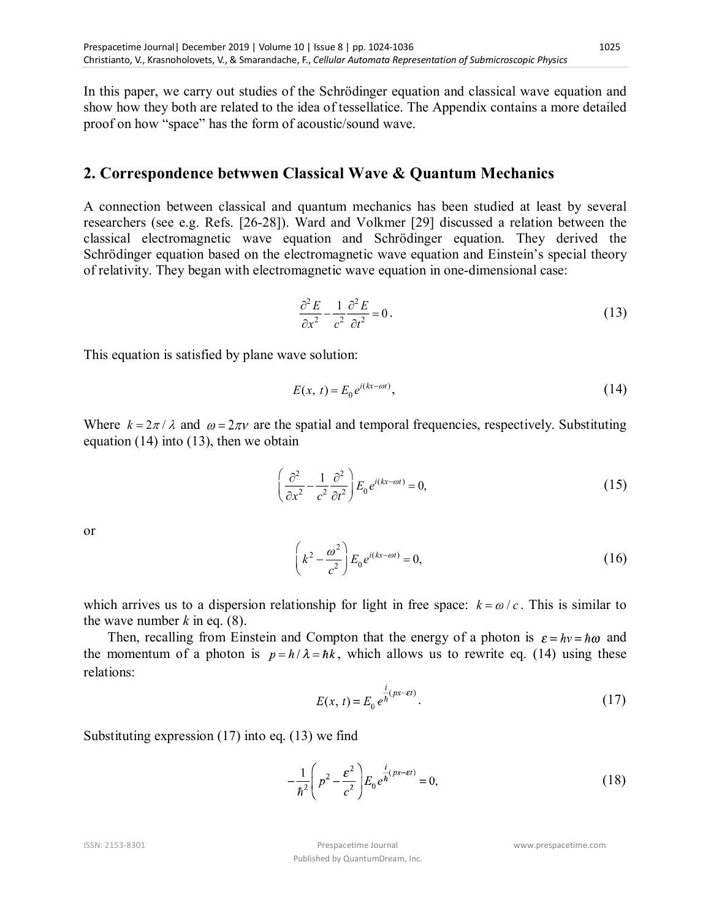In this paper, we carry out studies of the Schrödinger equation and classical wave equation and show how they both are related to the idea of tessellattice. The Appendix contains a more detailed proof on how "space" has the form of acoustic/sound wave.

## 2. Correspondence betwwen Classical Wave & Quantum Mechanics

A connection between classical and quantum mechanics has been studied at least by several researchers (see e.g. Refs. [26-28]). Ward and Volkmer [29] discussed a relation between the classical electromagnetic wave equation and Schrödinger equation. They derived the Schrödinger equation based on the electromagnetic wave equation and Einstein's special theory of relativity. They began with electromagnetic wave equation in one-dimensional case:

$$\frac{\partial^2 E}{\partial x^2} - \frac{1}{c^2}\frac{\partial^2 E}{\partial t^2} = 0. \tag{13}$$

This equation is satisfied by plane wave solution:

$$E(x,\, t) = E_0\, e^{i(kx-\omega t)}, \tag{14}$$

Where $k = 2\pi / \lambda$ and $\omega = 2\pi\nu$ are the spatial and temporal frequencies, respectively. Substituting equation (14) into (13), then we obtain

$$\left(\frac{\partial^2}{\partial x^2} - \frac{1}{c^2}\frac{\partial^2}{\partial t^2}\right) E_0\, e^{i(kx-\omega t)} = 0, \tag{15}$$

or

$$\left(k^2 - \frac{\omega^2}{c^2}\right) E_0\, e^{i(kx-\omega t)} = 0, \tag{16}$$

which arrives us to a dispersion relationship for light in free space: $k = \omega / c$. This is similar to the wave number $k$ in eq. (8).

Then, recalling from Einstein and Compton that the energy of a photon is $\varepsilon = h\nu = \hbar\omega$ and the momentum of a photon is $p = h/\lambda = \hbar k$, which allows us to rewrite eq. (14) using these relations:

$$E(x,\, t) = E_0\, e^{\frac{i}{\hbar}(px-\varepsilon t)}. \tag{17}$$

Substituting expression (17) into eq. (13) we find

$$-\frac{1}{\hbar^2}\left(p^2 - \frac{\varepsilon^2}{c^2}\right) E_0\, e^{\frac{i}{\hbar}(px-\varepsilon t)} = 0, \tag{18}$$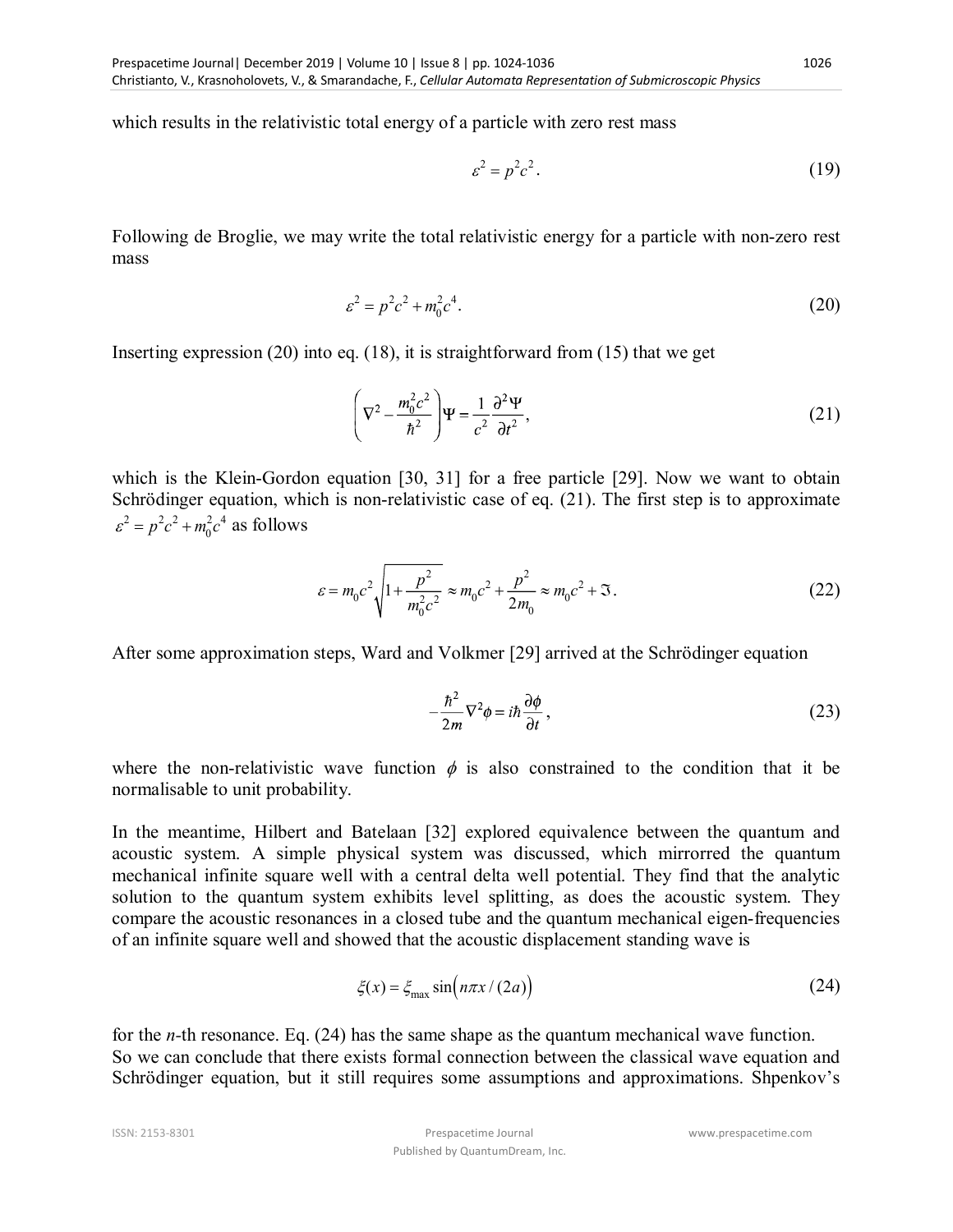which results in the relativistic total energy of a particle with zero rest mass

$$\varepsilon^2 = p^2c^2. \tag{19}$$

Following de Broglie, we may write the total relativistic energy for a particle with non-zero rest mass

$$\varepsilon^2 = p^2c^2 + m_0^2c^4. \tag{20}$$

Inserting expression (20) into eq. (18), it is straightforward from (15) that we get

$$\left(\nabla^2 - \frac{m_0^2c^2}{\hbar^2}\right)\Psi = \frac{1}{c^2}\frac{\partial^2\Psi}{\partial t^2}, \tag{21}$$

which is the Klein-Gordon equation [30, 31] for a free particle [29]. Now we want to obtain Schrödinger equation, which is non-relativistic case of eq. (21). The first step is to approximate $\varepsilon^2 = p^2c^2 + m_0^2c^4$ as follows

$$\varepsilon = m_0c^2\sqrt{1 + \frac{p^2}{m_0^2c^2}} \approx m_0c^2 + \frac{p^2}{2m_0} \approx m_0c^2 + \Im. \tag{22}$$

After some approximation steps, Ward and Volkmer [29] arrived at the Schrödinger equation

$$-\frac{\hbar^2}{2m}\nabla^2\phi = i\hbar\frac{\partial\phi}{\partial t}, \tag{23}$$

where the non-relativistic wave function $\phi$ is also constrained to the condition that it be normalisable to unit probability.

In the meantime, Hilbert and Batelaan [32] explored equivalence between the quantum and acoustic system. A simple physical system was discussed, which mirrored the quantum mechanical infinite square well with a central delta well potential. They find that the analytic solution to the quantum system exhibits level splitting, as does the acoustic system. They compare the acoustic resonances in a closed tube and the quantum mechanical eigen-frequencies of an infinite square well and showed that the acoustic displacement standing wave is

$$\xi(x) = \xi_{\max}\sin\left(n\pi x/(2a)\right) \tag{24}$$

for the *n*-th resonance. Eq. (24) has the same shape as the quantum mechanical wave function. So we can conclude that there exists formal connection between the classical wave equation and Schrödinger equation, but it still requires some assumptions and approximations. Shpenkov's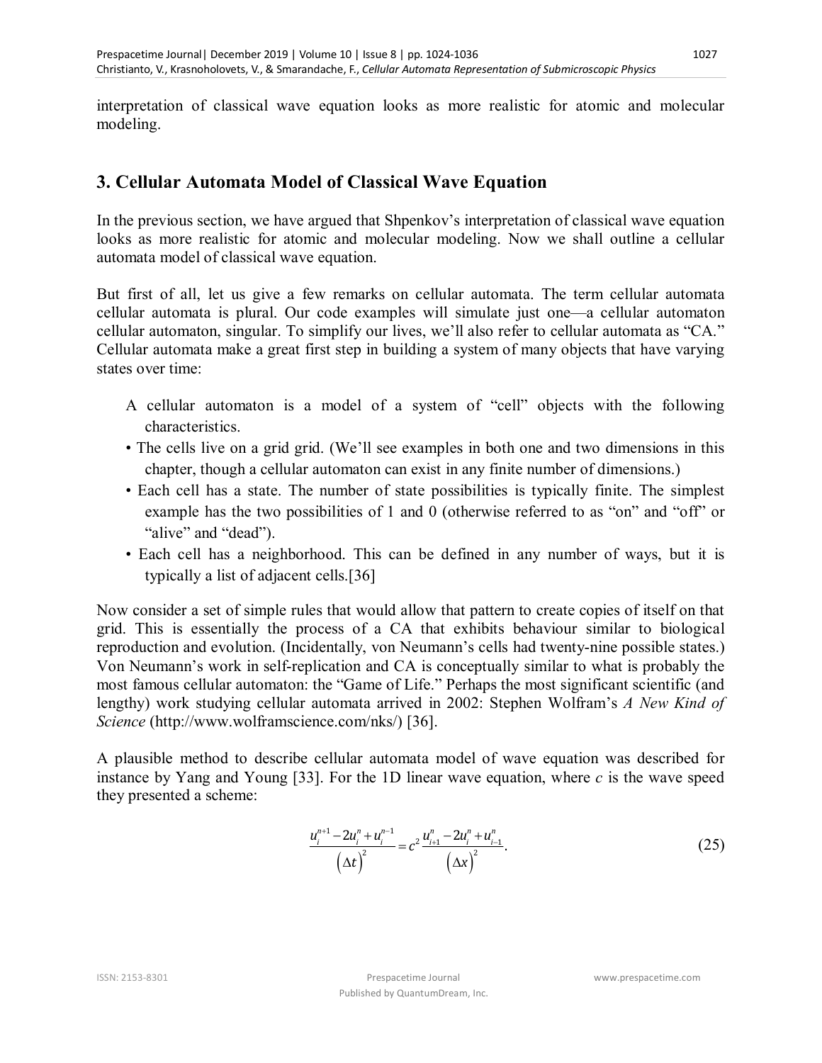interpretation of classical wave equation looks as more realistic for atomic and molecular modeling.

## 3. Cellular Automata Model of Classical Wave Equation

In the previous section, we have argued that Shpenkov's interpretation of classical wave equation looks as more realistic for atomic and molecular modeling. Now we shall outline a cellular automata model of classical wave equation.

But first of all, let us give a few remarks on cellular automata. The term cellular automata cellular automata is plural. Our code examples will simulate just one—a cellular automaton cellular automaton, singular. To simplify our lives, we'll also refer to cellular automata as "CA." Cellular automata make a great first step in building a system of many objects that have varying states over time:

A cellular automaton is a model of a system of "cell" objects with the following characteristics.

- The cells live on a grid grid. (We'll see examples in both one and two dimensions in this chapter, though a cellular automaton can exist in any finite number of dimensions.)
- Each cell has a state. The number of state possibilities is typically finite. The simplest example has the two possibilities of 1 and 0 (otherwise referred to as "on" and "off" or "alive" and "dead").
- Each cell has a neighborhood. This can be defined in any number of ways, but it is typically a list of adjacent cells.[36]

Now consider a set of simple rules that would allow that pattern to create copies of itself on that grid. This is essentially the process of a CA that exhibits behaviour similar to biological reproduction and evolution. (Incidentally, von Neumann's cells had twenty-nine possible states.) Von Neumann's work in self-replication and CA is conceptually similar to what is probably the most famous cellular automaton: the "Game of Life." Perhaps the most significant scientific (and lengthy) work studying cellular automata arrived in 2002: Stephen Wolfram's *A New Kind of Science* (http://www.wolframscience.com/nks/) [36].

A plausible method to describe cellular automata model of wave equation was described for instance by Yang and Young [33]. For the 1D linear wave equation, where $c$ is the wave speed they presented a scheme:

$$\frac{u_i^{n+1} - 2u_i^n + u_i^{n-1}}{\left(\Delta t\right)^2} = c^2 \frac{u_{i+1}^n - 2u_i^n + u_{i-1}^n}{\left(\Delta x\right)^2}. \tag{25}$$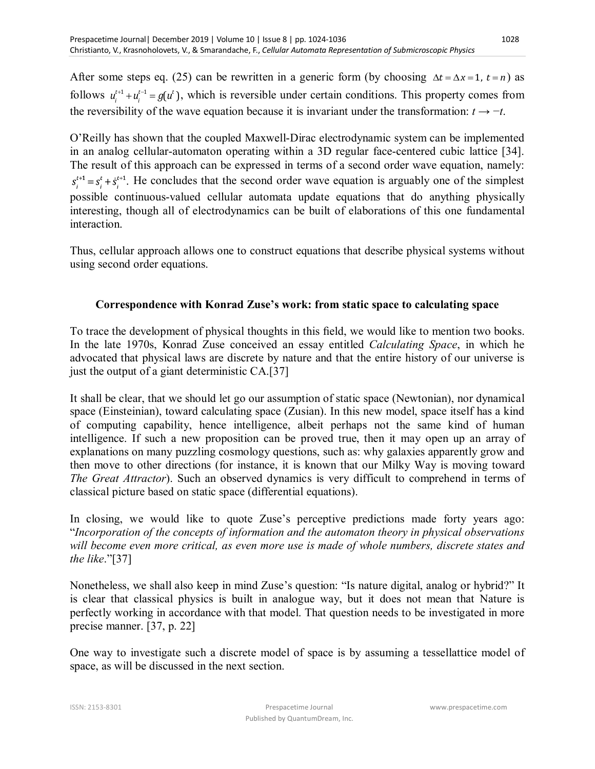After some steps eq. (25) can be rewritten in a generic form (by choosing $\Delta t = \Delta x = 1,\ t = n$) as follows $u_i^{t+1} + u_i^{t-1} = g(u^t)$, which is reversible under certain conditions. This property comes from the reversibility of the wave equation because it is invariant under the transformation: $t \to -t$.

O'Reilly has shown that the coupled Maxwell-Dirac electrodynamic system can be implemented in an analog cellular-automaton operating within a 3D regular face-centered cubic lattice [34]. The result of this approach can be expressed in terms of a second order wave equation, namely: $s_i^{t+1} = s_i^t + \dot{s}_i^{t+1}$. He concludes that the second order wave equation is arguably one of the simplest possible continuous-valued cellular automata update equations that do anything physically interesting, though all of electrodynamics can be built of elaborations of this one fundamental interaction.

Thus, cellular approach allows one to construct equations that describe physical systems without using second order equations.

## Correspondence with Konrad Zuse's work: from static space to calculating space

To trace the development of physical thoughts in this field, we would like to mention two books. In the late 1970s, Konrad Zuse conceived an essay entitled *Calculating Space*, in which he advocated that physical laws are discrete by nature and that the entire history of our universe is just the output of a giant deterministic CA.[37]

It shall be clear, that we should let go our assumption of static space (Newtonian), nor dynamical space (Einsteinian), toward calculating space (Zusian). In this new model, space itself has a kind of computing capability, hence intelligence, albeit perhaps not the same kind of human intelligence. If such a new proposition can be proved true, then it may open up an array of explanations on many puzzling cosmology questions, such as: why galaxies apparently grow and then move to other directions (for instance, it is known that our Milky Way is moving toward *The Great Attractor*). Such an observed dynamics is very difficult to comprehend in terms of classical picture based on static space (differential equations).

In closing, we would like to quote Zuse's perceptive predictions made forty years ago: "*Incorporation of the concepts of information and the automaton theory in physical observations will become even more critical, as even more use is made of whole numbers, discrete states and the like*."[37]

Nonetheless, we shall also keep in mind Zuse's question: "Is nature digital, analog or hybrid?" It is clear that classical physics is built in analogue way, but it does not mean that Nature is perfectly working in accordance with that model. That question needs to be investigated in more precise manner. [37, p. 22]

One way to investigate such a discrete model of space is by assuming a tessellattice model of space, as will be discussed in the next section.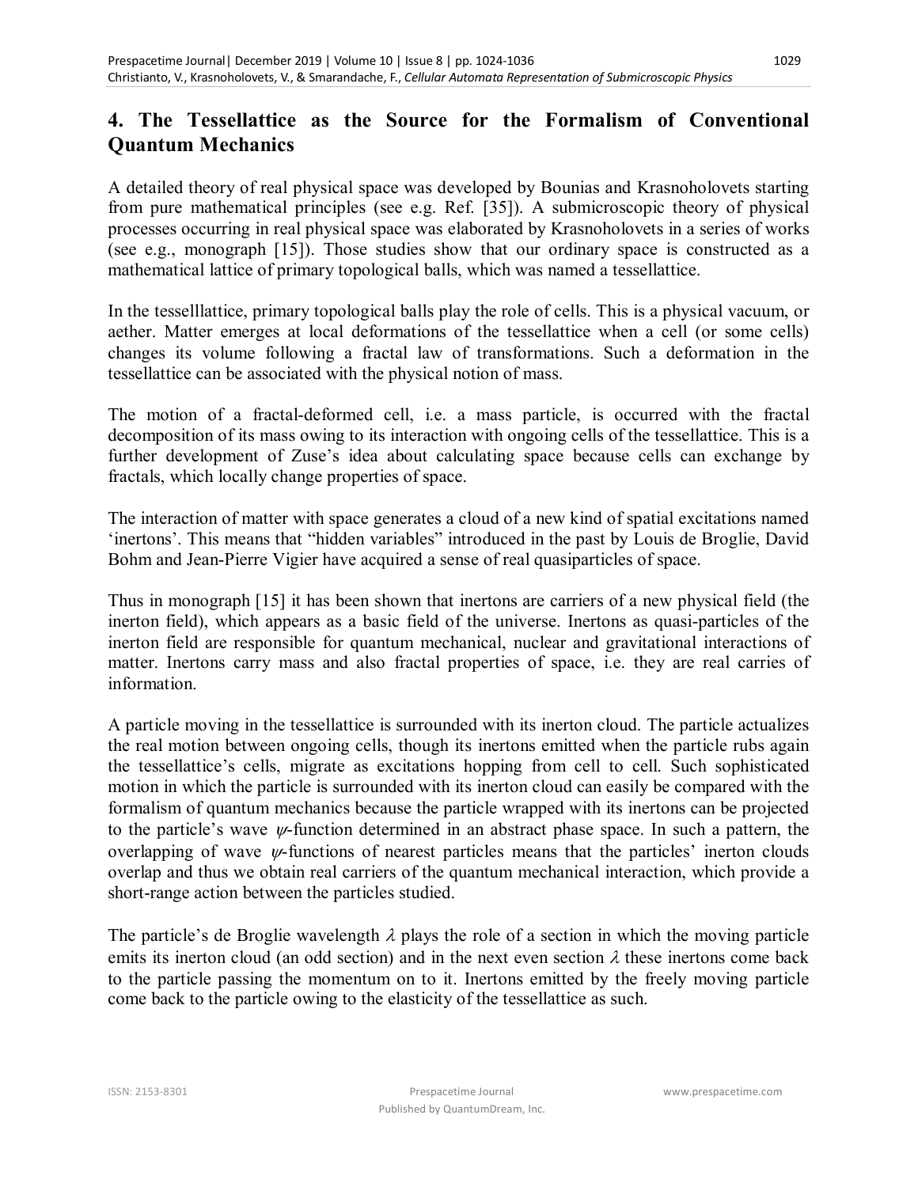## 4. The Tessellattice as the Source for the Formalism of Conventional Quantum Mechanics

A detailed theory of real physical space was developed by Bounias and Krasnoholovets starting from pure mathematical principles (see e.g. Ref. [35]). A submicroscopic theory of physical processes occurring in real physical space was elaborated by Krasnoholovets in a series of works (see e.g., monograph [15]). Those studies show that our ordinary space is constructed as a mathematical lattice of primary topological balls, which was named a tessellattice.

In the tesselllattice, primary topological balls play the role of cells. This is a physical vacuum, or aether. Matter emerges at local deformations of the tessellattice when a cell (or some cells) changes its volume following a fractal law of transformations. Such a deformation in the tessellattice can be associated with the physical notion of mass.

The motion of a fractal-deformed cell, i.e. a mass particle, is occurred with the fractal decomposition of its mass owing to its interaction with ongoing cells of the tessellattice. This is a further development of Zuse's idea about calculating space because cells can exchange by fractals, which locally change properties of space.

The interaction of matter with space generates a cloud of a new kind of spatial excitations named 'inertons'. This means that "hidden variables" introduced in the past by Louis de Broglie, David Bohm and Jean-Pierre Vigier have acquired a sense of real quasiparticles of space.

Thus in monograph [15] it has been shown that inertons are carriers of a new physical field (the inerton field), which appears as a basic field of the universe. Inertons as quasi-particles of the inerton field are responsible for quantum mechanical, nuclear and gravitational interactions of matter. Inertons carry mass and also fractal properties of space, i.e. they are real carries of information.

A particle moving in the tessellattice is surrounded with its inerton cloud. The particle actualizes the real motion between ongoing cells, though its inertons emitted when the particle rubs again the tessellattice's cells, migrate as excitations hopping from cell to cell. Such sophisticated motion in which the particle is surrounded with its inerton cloud can easily be compared with the formalism of quantum mechanics because the particle wrapped with its inertons can be projected to the particle's wave $\psi$-function determined in an abstract phase space. In such a pattern, the overlapping of wave $\psi$-functions of nearest particles means that the particles' inerton clouds overlap and thus we obtain real carriers of the quantum mechanical interaction, which provide a short-range action between the particles studied.

The particle's de Broglie wavelength $\lambda$ plays the role of a section in which the moving particle emits its inerton cloud (an odd section) and in the next even section $\lambda$ these inertons come back to the particle passing the momentum on to it. Inertons emitted by the freely moving particle come back to the particle owing to the elasticity of the tessellattice as such.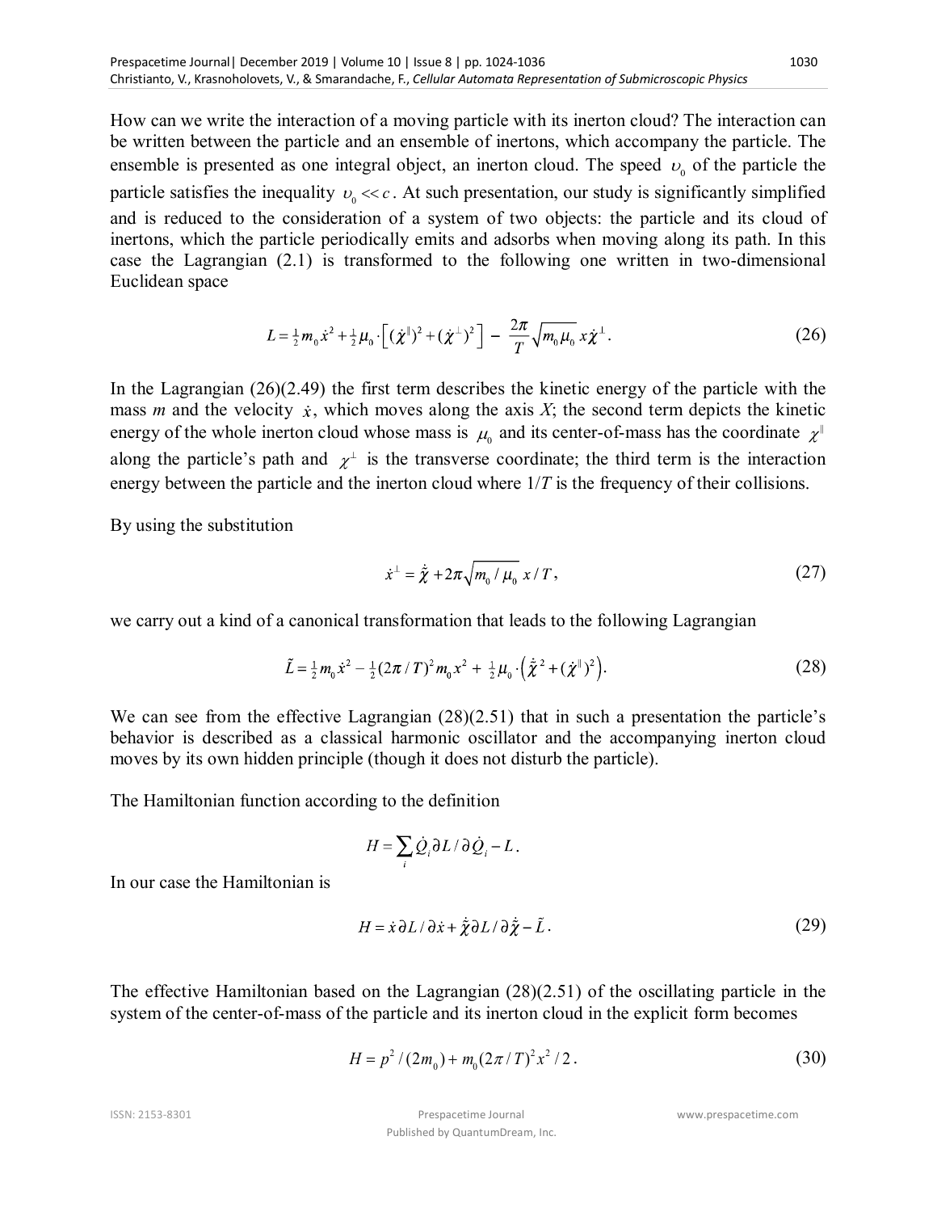How can we write the interaction of a moving particle with its inerton cloud? The interaction can be written between the particle and an ensemble of inertons, which accompany the particle. The ensemble is presented as one integral object, an inerton cloud. The speed $\upsilon_0$ of the particle the particle satisfies the inequality $\upsilon_0 << c$. At such presentation, our study is significantly simplified and is reduced to the consideration of a system of two objects: the particle and its cloud of inertons, which the particle periodically emits and adsorbs when moving along its path. In this case the Lagrangian (2.1) is transformed to the following one written in two-dimensional Euclidean space

$$L = \tfrac{1}{2} m_0 \dot{x}^2 + \tfrac{1}{2} \mu_0 \cdot \left[ (\dot{\chi}^{\parallel})^2 + (\dot{\chi}^{\perp})^2 \right] - \frac{2\pi}{T} \sqrt{m_0 \mu_0}\, x \dot{\chi}^{\perp}. \tag{26}$$

In the Lagrangian (26)(2.49) the first term describes the kinetic energy of the particle with the mass *m* and the velocity $\dot{x}$, which moves along the axis *X*; the second term depicts the kinetic energy of the whole inerton cloud whose mass is $\mu_0$ and its center-of-mass has the coordinate $\chi^{\parallel}$ along the particle's path and $\chi^{\perp}$ is the transverse coordinate; the third term is the interaction energy between the particle and the inerton cloud where $1/T$ is the frequency of their collisions.

By using the substitution

$$\dot{x}^{\perp} = \dot{\tilde{\chi}} + 2\pi \sqrt{m_0 / \mu_0}\, x / T, \tag{27}$$

we carry out a kind of a canonical transformation that leads to the following Lagrangian

$$\tilde{L} = \tfrac{1}{2} m_0 \dot{x}^2 - \tfrac{1}{2} (2\pi / T)^2 m_0 x^2 + \tfrac{1}{2} \mu_0 \cdot \left( \dot{\tilde{\chi}}^2 + (\dot{\chi}^{\parallel})^2 \right). \tag{28}$$

We can see from the effective Lagrangian (28)(2.51) that in such a presentation the particle's behavior is described as a classical harmonic oscillator and the accompanying inerton cloud moves by its own hidden principle (though it does not disturb the particle).

The Hamiltonian function according to the definition

$$H = \sum_i \dot{Q}_i \partial L / \partial \dot{Q}_i - L.$$

In our case the Hamiltonian is

$$H = \dot{x} \partial L / \partial \dot{x} + \dot{\tilde{\chi}} \partial L / \partial \dot{\tilde{\chi}} - \tilde{L}. \tag{29}$$

The effective Hamiltonian based on the Lagrangian (28)(2.51) of the oscillating particle in the system of the center-of-mass of the particle and its inerton cloud in the explicit form becomes

$$H = p^2 / (2m_0) + m_0 (2\pi / T)^2 x^2 / 2. \tag{30}$$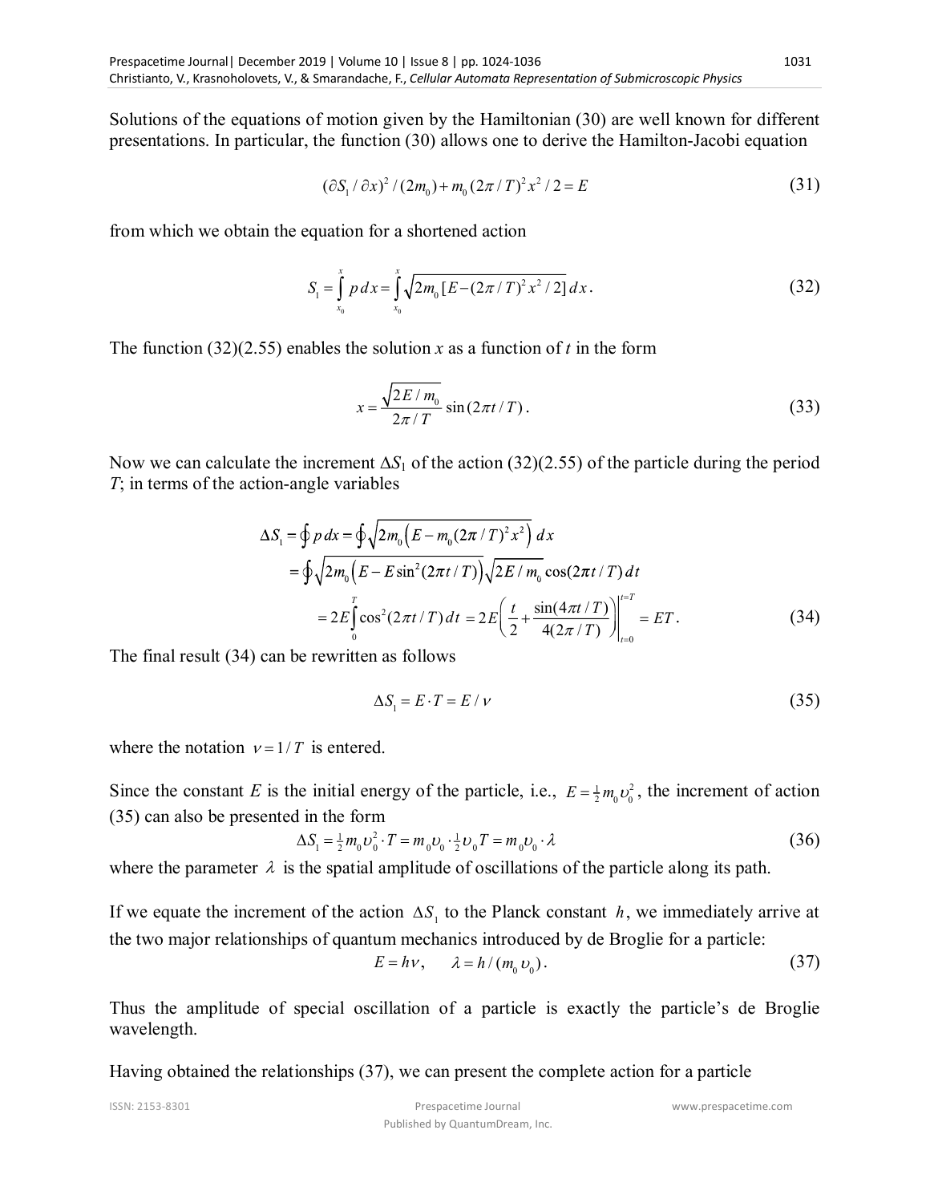Solutions of the equations of motion given by the Hamiltonian (30) are well known for different presentations. In particular, the function (30) allows one to derive the Hamilton-Jacobi equation

$$(\partial S_1 / \partial x)^2 / (2m_0) + m_0 (2\pi / T)^2 x^2 / 2 = E \tag{31}$$

from which we obtain the equation for a shortened action

$$S_1 = \int_{x_0}^{x} p\, dx = \int_{x_0}^{x} \sqrt{2m_0 [E - (2\pi / T)^2 x^2 / 2]}\, dx . \tag{32}$$

The function (32)(2.55) enables the solution $x$ as a function of $t$ in the form

$$x = \frac{\sqrt{2E / m_0}}{2\pi / T} \sin (2\pi t / T) . \tag{33}$$

Now we can calculate the increment $\Delta S_1$ of the action (32)(2.55) of the particle during the period $T$; in terms of the action-angle variables

$$\begin{aligned}
\Delta S_1 &= \oint p\, dx = \oint \sqrt{2m_0 \left( E - m_0 (2\pi / T)^2 x^2 \right)}\, dx \\
&= \oint \sqrt{2m_0 \left( E - E \sin^2 (2\pi t / T) \right)} \sqrt{2E / m_0} \cos (2\pi t / T)\, dt \\
&= 2E \int_0^T \cos^2 (2\pi t / T)\, dt = 2E \left( \frac{t}{2} + \frac{\sin (4\pi t / T)}{4(2\pi / T)} \right) \Bigg|_{t=0}^{t=T} = ET .
\end{aligned} \tag{34}$$

The final result (34) can be rewritten as follows

$$\Delta S_1 = E \cdot T = E / \nu \tag{35}$$

where the notation $\nu = 1/T$ is entered.

Since the constant $E$ is the initial energy of the particle, i.e., $E = \frac{1}{2} m_0 \upsilon_0^2$, the increment of action (35) can also be presented in the form

$$\Delta S_1 = \tfrac{1}{2} m_0 \upsilon_0^2 \cdot T = m_0 \upsilon_0 \cdot \tfrac{1}{2} \upsilon_0 T = m_0 \upsilon_0 \cdot \lambda \tag{36}$$

where the parameter $\lambda$ is the spatial amplitude of oscillations of the particle along its path.

If we equate the increment of the action $\Delta S_1$ to the Planck constant $h$, we immediately arrive at the two major relationships of quantum mechanics introduced by de Broglie for a particle:

$$E = h\nu, \qquad \lambda = h / (m_0 \upsilon_0) . \tag{37}$$

Thus the amplitude of special oscillation of a particle is exactly the particle's de Broglie wavelength.

Having obtained the relationships (37), we can present the complete action for a particle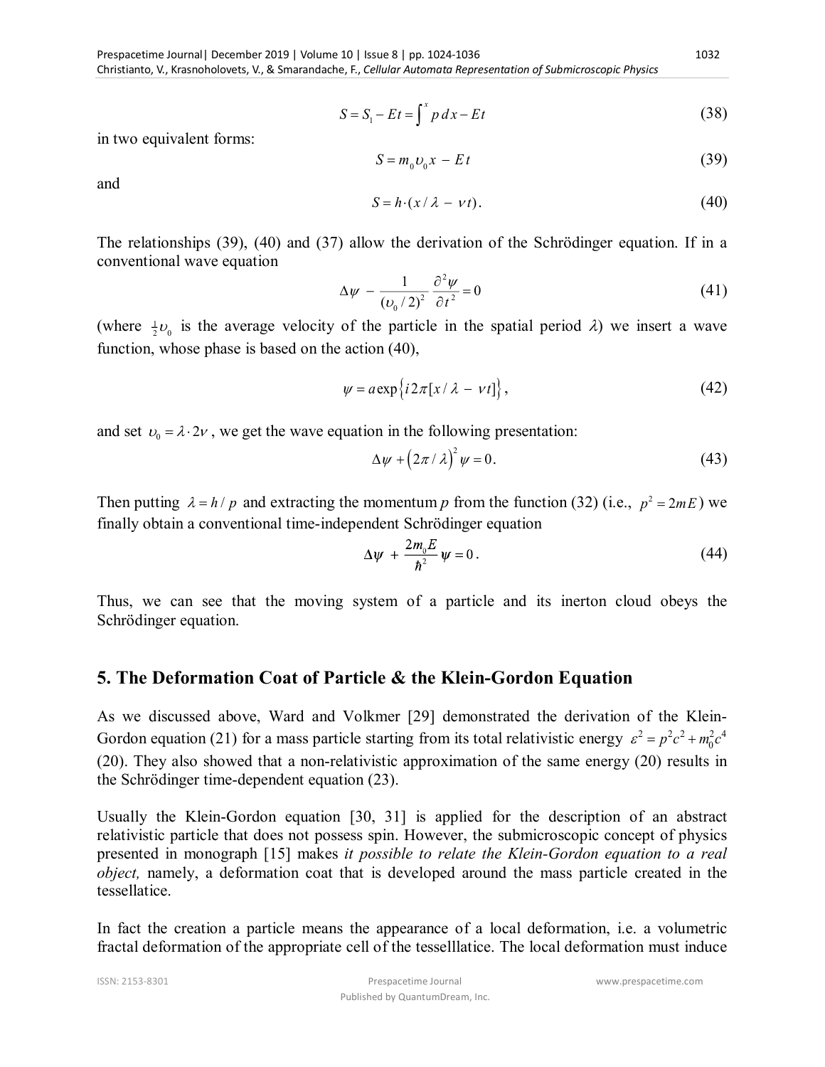$$S = S_1 - Et = \int^x p\,dx - Et \tag{38}$$

in two equivalent forms:

$$S = m_0 \upsilon_0 x - Et \tag{39}$$

and

$$S = h\cdot(x/\lambda - \nu t). \tag{40}$$

The relationships (39), (40) and (37) allow the derivation of the Schrödinger equation. If in a conventional wave equation

$$\Delta\psi - \frac{1}{(\upsilon_0/2)^2}\frac{\partial^2\psi}{\partial t^2} = 0 \tag{41}$$

(where $\frac{1}{2}\upsilon_0$ is the average velocity of the particle in the spatial period $\lambda$) we insert a wave function, whose phase is based on the action (40),

$$\psi = a\exp\left\{i2\pi[x/\lambda - \nu t]\right\}, \tag{42}$$

and set $\upsilon_0 = \lambda \cdot 2\nu$, we get the wave equation in the following presentation:

$$\Delta\psi + \left(2\pi/\lambda\right)^2\psi = 0. \tag{43}$$

Then putting $\lambda = h/p$ and extracting the momentum $p$ from the function (32) (i.e., $p^2 = 2mE$) we finally obtain a conventional time-independent Schrödinger equation

$$\Delta\psi + \frac{2m_0 E}{\hbar^2}\psi = 0. \tag{44}$$

Thus, we can see that the moving system of a particle and its inerton cloud obeys the Schrödinger equation.

## 5. The Deformation Coat of Particle & the Klein-Gordon Equation

As we discussed above, Ward and Volkmer [29] demonstrated the derivation of the Klein-Gordon equation (21) for a mass particle starting from its total relativistic energy $\varepsilon^2 = p^2c^2 + m_0^2c^4$ (20). They also showed that a non-relativistic approximation of the same energy (20) results in the Schrödinger time-dependent equation (23).

Usually the Klein-Gordon equation [30, 31] is applied for the description of an abstract relativistic particle that does not possess spin. However, the submicroscopic concept of physics presented in monograph [15] makes *it possible to relate the Klein-Gordon equation to a real object,* namely, a deformation coat that is developed around the mass particle created in the tessellattice.

In fact the creation a particle means the appearance of a local deformation, i.e. a volumetric fractal deformation of the appropriate cell of the tesselllatice. The local deformation must induce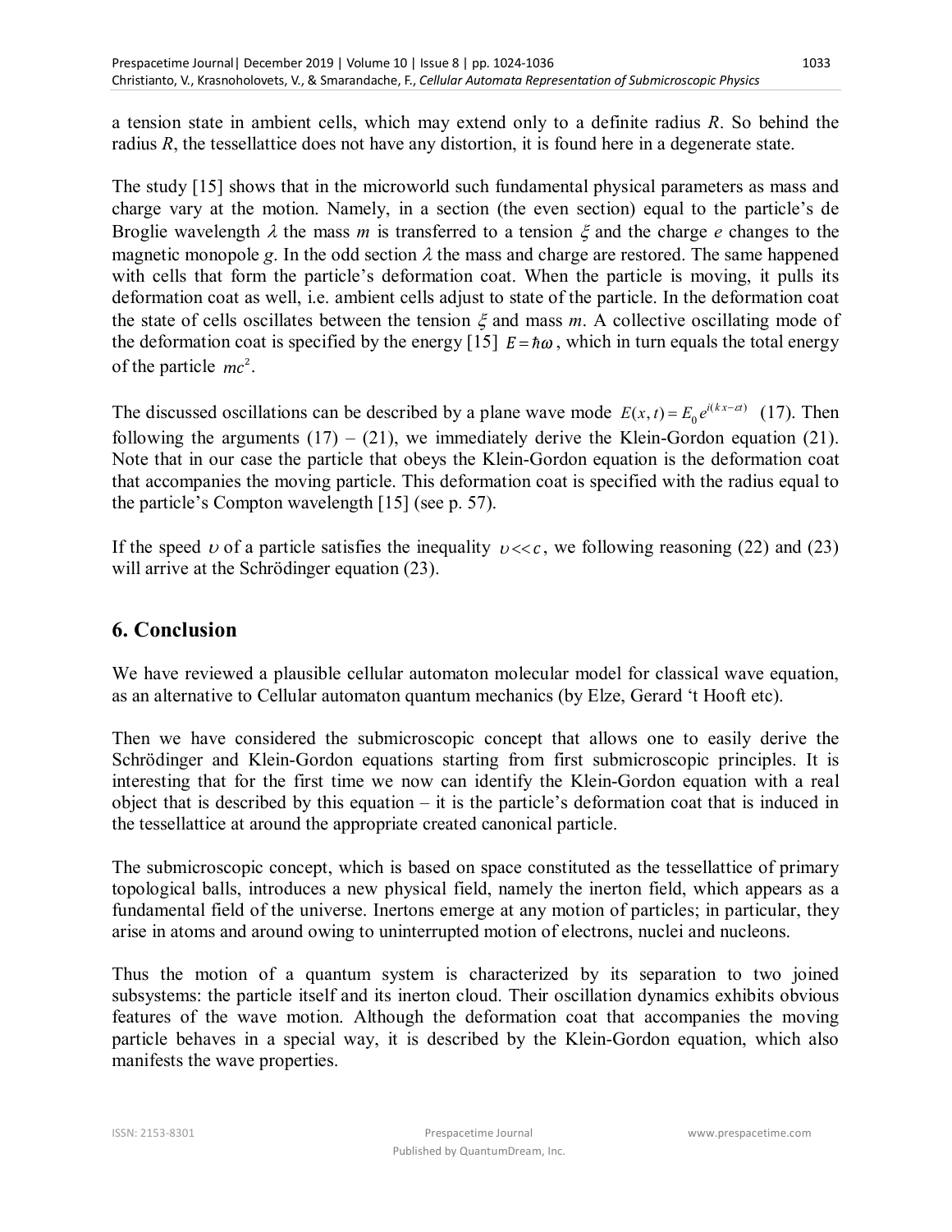a tension state in ambient cells, which may extend only to a definite radius $R$. So behind the radius $R$, the tessellattice does not have any distortion, it is found here in a degenerate state.

The study [15] shows that in the microworld such fundamental physical parameters as mass and charge vary at the motion. Namely, in a section (the even section) equal to the particle's de Broglie wavelength $\lambda$ the mass $m$ is transferred to a tension $\xi$ and the charge $e$ changes to the magnetic monopole $g$. In the odd section $\lambda$ the mass and charge are restored. The same happened with cells that form the particle's deformation coat. When the particle is moving, it pulls its deformation coat as well, i.e. ambient cells adjust to state of the particle. In the deformation coat the state of cells oscillates between the tension $\xi$ and mass $m$. A collective oscillating mode of the deformation coat is specified by the energy [15] $E = \hbar\omega$, which in turn equals the total energy of the particle $mc^2$.

The discussed oscillations can be described by a plane wave mode $E(x,t) = E_0 e^{i(kx - \varepsilon t)}$ (17). Then following the arguments (17) – (21), we immediately derive the Klein-Gordon equation (21). Note that in our case the particle that obeys the Klein-Gordon equation is the deformation coat that accompanies the moving particle. This deformation coat is specified with the radius equal to the particle's Compton wavelength [15] (see p. 57).

If the speed $\upsilon$ of a particle satisfies the inequality $\upsilon << c$, we following reasoning (22) and (23) will arrive at the Schrödinger equation (23).

## 6. Conclusion

We have reviewed a plausible cellular automaton molecular model for classical wave equation, as an alternative to Cellular automaton quantum mechanics (by Elze, Gerard 't Hooft etc).

Then we have considered the submicroscopic concept that allows one to easily derive the Schrödinger and Klein-Gordon equations starting from first submicroscopic principles. It is interesting that for the first time we now can identify the Klein-Gordon equation with a real object that is described by this equation – it is the particle's deformation coat that is induced in the tessellattice at around the appropriate created canonical particle.

The submicroscopic concept, which is based on space constituted as the tessellattice of primary topological balls, introduces a new physical field, namely the inerton field, which appears as a fundamental field of the universe. Inertons emerge at any motion of particles; in particular, they arise in atoms and around owing to uninterrupted motion of electrons, nuclei and nucleons.

Thus the motion of a quantum system is characterized by its separation to two joined subsystems: the particle itself and its inerton cloud. Their oscillation dynamics exhibits obvious features of the wave motion. Although the deformation coat that accompanies the moving particle behaves in a special way, it is described by the Klein-Gordon equation, which also manifests the wave properties.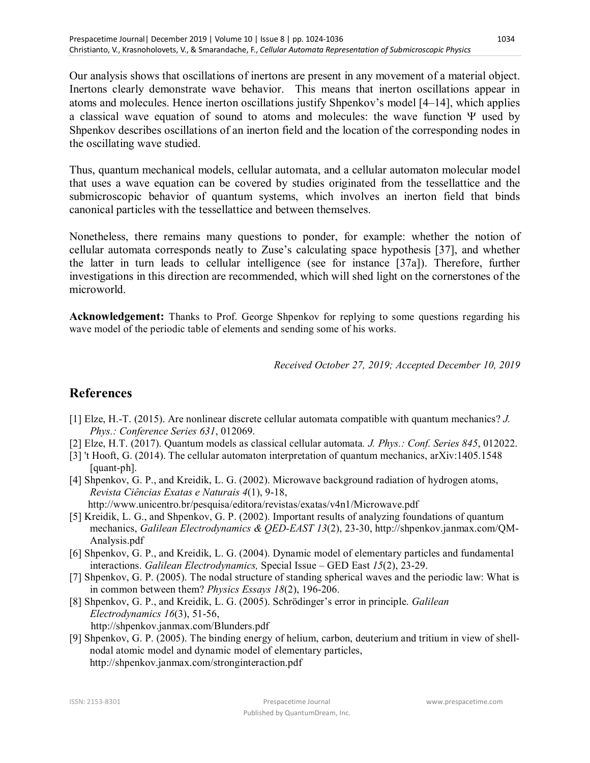Our analysis shows that oscillations of inertons are present in any movement of a material object. Inertons clearly demonstrate wave behavior. This means that inerton oscillations appear in atoms and molecules. Hence inerton oscillations justify Shpenkov's model [4–14], which applies a classical wave equation of sound to atoms and molecules: the wave function $\Psi$ used by Shpenkov describes oscillations of an inerton field and the location of the corresponding nodes in the oscillating wave studied.

Thus, quantum mechanical models, cellular automata, and a cellular automaton molecular model that uses a wave equation can be covered by studies originated from the tessellattice and the submicroscopic behavior of quantum systems, which involves an inerton field that binds canonical particles with the tessellattice and between themselves.

Nonetheless, there remains many questions to ponder, for example: whether the notion of cellular automata corresponds neatly to Zuse's calculating space hypothesis [37], and whether the latter in turn leads to cellular intelligence (see for instance [37a]). Therefore, further investigations in this direction are recommended, which will shed light on the cornerstones of the microworld.

**Acknowledgement:** Thanks to Prof. George Shpenkov for replying to some questions regarding his wave model of the periodic table of elements and sending some of his works.

*Received October 27, 2019; Accepted December 10, 2019*

## References

[1] Elze, H.-T. (2015). Are nonlinear discrete cellular automata compatible with quantum mechanics? *J. Phys.: Conference Series 631*, 012069.

[2] Elze, H.T. (2017). Quantum models as classical cellular automata. *J. Phys.: Conf. Series 845*, 012022.

[3] 't Hooft, G. (2014). The cellular automaton interpretation of quantum mechanics, arXiv:1405.1548 [quant-ph].

[4] Shpenkov, G. P., and Kreidik, L. G. (2002). Microwave background radiation of hydrogen atoms, *Revista Ciências Exatas e Naturais 4*(1), 9-18, http://www.unicentro.br/pesquisa/editora/revistas/exatas/v4n1/Microwave.pdf

[5] Kreidik, L. G., and Shpenkov, G. P. (2002). Important results of analyzing foundations of quantum mechanics, *Galilean Electrodynamics & QED-EAST 13*(2), 23-30, http://shpenkov.janmax.com/QM-Analysis.pdf

[6] Shpenkov, G. P., and Kreidik, L. G. (2004). Dynamic model of elementary particles and fundamental interactions. *Galilean Electrodynamics,* Special Issue – GED East *15*(2), 23-29.

[7] Shpenkov, G. P. (2005). The nodal structure of standing spherical waves and the periodic law: What is in common between them? *Physics Essays 18*(2), 196-206.

[8] Shpenkov, G. P., and Kreidik, L. G. (2005). Schrödinger's error in principle. *Galilean Electrodynamics 16*(3), 51-56, http://shpenkov.janmax.com/Blunders.pdf

[9] Shpenkov, G. P. (2005). The binding energy of helium, carbon, deuterium and tritium in view of shell-nodal atomic model and dynamic model of elementary particles, http://shpenkov.janmax.com/stronginteraction.pdf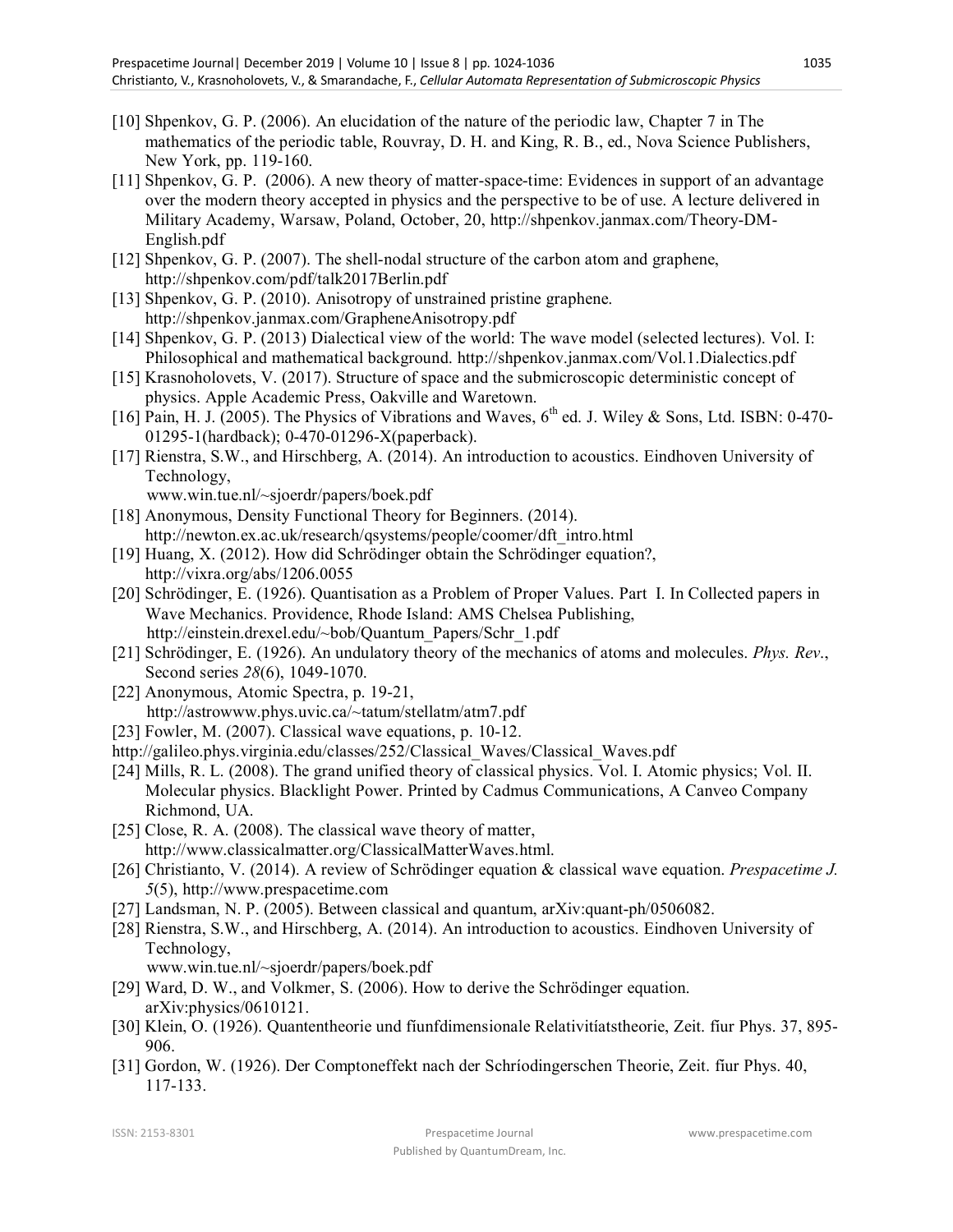[10] Shpenkov, G. P. (2006). An elucidation of the nature of the periodic law, Chapter 7 in The mathematics of the periodic table, Rouvray, D. H. and King, R. B., ed., Nova Science Publishers, New York, pp. 119-160.

[11] Shpenkov, G. P. (2006). A new theory of matter-space-time: Evidences in support of an advantage over the modern theory accepted in physics and the perspective to be of use. A lecture delivered in Military Academy, Warsaw, Poland, October, 20, http://shpenkov.janmax.com/Theory-DM-English.pdf

[12] Shpenkov, G. P. (2007). The shell-nodal structure of the carbon atom and graphene, http://shpenkov.com/pdf/talk2017Berlin.pdf

[13] Shpenkov, G. P. (2010). Anisotropy of unstrained pristine graphene. http://shpenkov.janmax.com/GrapheneAnisotropy.pdf

[14] Shpenkov, G. P. (2013) Dialectical view of the world: The wave model (selected lectures). Vol. I: Philosophical and mathematical background. http://shpenkov.janmax.com/Vol.1.Dialectics.pdf

[15] Krasnoholovets, V. (2017). Structure of space and the submicroscopic deterministic concept of physics. Apple Academic Press, Oakville and Waretown.

[16] Pain, H. J. (2005). The Physics of Vibrations and Waves, 6th ed. J. Wiley & Sons, Ltd. ISBN: 0-470-01295-1(hardback); 0-470-01296-X(paperback).

[17] Rienstra, S.W., and Hirschberg, A. (2014). An introduction to acoustics. Eindhoven University of Technology, www.win.tue.nl/~sjoerdr/papers/boek.pdf

[18] Anonymous, Density Functional Theory for Beginners. (2014). http://newton.ex.ac.uk/research/qsystems/people/coomer/dft_intro.html

[19] Huang, X. (2012). How did Schrödinger obtain the Schrödinger equation?, http://vixra.org/abs/1206.0055

[20] Schrödinger, E. (1926). Quantisation as a Problem of Proper Values. Part I. In Collected papers in Wave Mechanics. Providence, Rhode Island: AMS Chelsea Publishing, http://einstein.drexel.edu/~bob/Quantum_Papers/Schr_1.pdf

[21] Schrödinger, E. (1926). An undulatory theory of the mechanics of atoms and molecules. *Phys. Rev.*, Second series *28*(6), 1049-1070.

[22] Anonymous, Atomic Spectra, p. 19-21, http://astrowww.phys.uvic.ca/~tatum/stellatm/atm7.pdf

[23] Fowler, M. (2007). Classical wave equations, p. 10-12. http://galileo.phys.virginia.edu/classes/252/Classical_Waves/Classical_Waves.pdf

[24] Mills, R. L. (2008). The grand unified theory of classical physics. Vol. I. Atomic physics; Vol. II. Molecular physics. Blacklight Power. Printed by Cadmus Communications, A Canveo Company Richmond, UA.

[25] Close, R. A. (2008). The classical wave theory of matter, http://www.classicalmatter.org/ClassicalMatterWaves.html.

[26] Christianto, V. (2014). A review of Schrödinger equation & classical wave equation. *Prespacetime J. 5*(5), http://www.prespacetime.com

[27] Landsman, N. P. (2005). Between classical and quantum, arXiv:quant-ph/0506082.

[28] Rienstra, S.W., and Hirschberg, A. (2014). An introduction to acoustics. Eindhoven University of Technology, www.win.tue.nl/~sjoerdr/papers/boek.pdf

[29] Ward, D. W., and Volkmer, S. (2006). How to derive the Schrödinger equation. arXiv:physics/0610121.

[30] Klein, O. (1926). Quantentheorie und fíunfdimensionale Relativitíatstheorie, Zeit. fiur Phys. 37, 895-906.

[31] Gordon, W. (1926). Der Comptoneffekt nach der Schríodingerschen Theorie, Zeit. fiur Phys. 40, 117-133.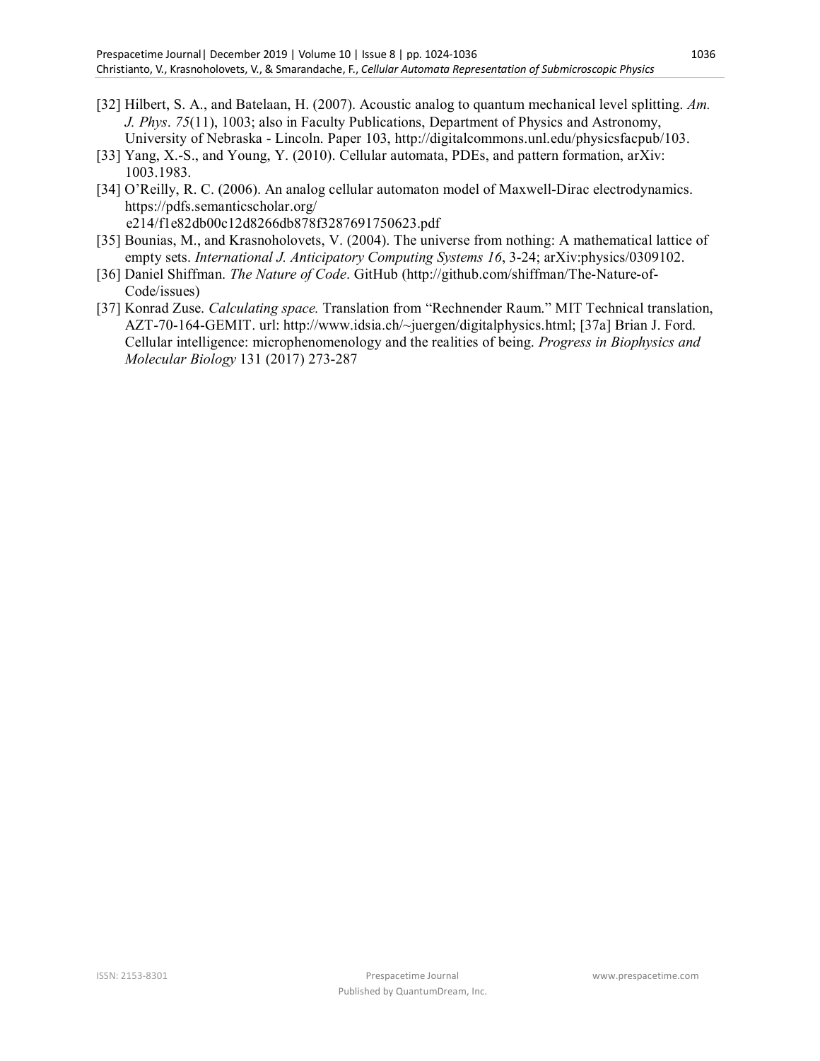[32] Hilbert, S. A., and Batelaan, H. (2007). Acoustic analog to quantum mechanical level splitting. *Am. J. Phys*. *75*(11), 1003; also in Faculty Publications, Department of Physics and Astronomy, University of Nebraska - Lincoln. Paper 103, http://digitalcommons.unl.edu/physicsfacpub/103.

[33] Yang, X.-S., and Young, Y. (2010). Cellular automata, PDEs, and pattern formation, arXiv: 1003.1983.

[34] O'Reilly, R. C. (2006). An analog cellular automaton model of Maxwell-Dirac electrodynamics. https://pdfs.semanticscholar.org/e214/f1e82db00c12d8266db878f3287691750623.pdf

[35] Bounias, M., and Krasnoholovets, V. (2004). The universe from nothing: A mathematical lattice of empty sets. *International J. Anticipatory Computing Systems 16*, 3-24; arXiv:physics/0309102.

[36] Daniel Shiffman. *The Nature of Code*. GitHub (http://github.com/shiffman/The-Nature-of-Code/issues)

[37] Konrad Zuse. *Calculating space.* Translation from "Rechnender Raum." MIT Technical translation, AZT-70-164-GEMIT. url: http://www.idsia.ch/~juergen/digitalphysics.html; [37a] Brian J. Ford. Cellular intelligence: microphenomenology and the realities of being. *Progress in Biophysics and Molecular Biology* 131 (2017) 273-287